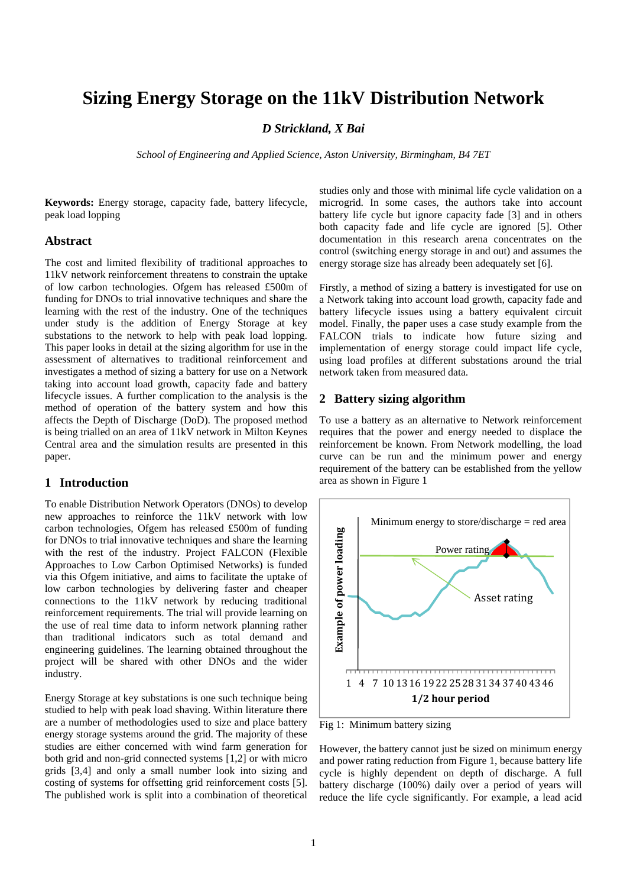# Sizing Energy Storage on the 11kV Distribution Network

***D Strickland, X Bai***

*School of Engineering and Applied Science, Aston University, Birmingham, B4 7ET*

**Keywords:** Energy storage, capacity fade, battery lifecycle, peak load lopping

## Abstract

The cost and limited flexibility of traditional approaches to 11kV network reinforcement threatens to constrain the uptake of low carbon technologies. Ofgem has released £500m of funding for DNOs to trial innovative techniques and share the learning with the rest of the industry. One of the techniques under study is the addition of Energy Storage at key substations to the network to help with peak load lopping. This paper looks in detail at the sizing algorithm for use in the assessment of alternatives to traditional reinforcement and investigates a method of sizing a battery for use on a Network taking into account load growth, capacity fade and battery lifecycle issues. A further complication to the analysis is the method of operation of the battery system and how this affects the Depth of Discharge (DoD). The proposed method is being trialled on an area of 11kV network in Milton Keynes Central area and the simulation results are presented in this paper.

## 1 Introduction

To enable Distribution Network Operators (DNOs) to develop new approaches to reinforce the 11kV network with low carbon technologies, Ofgem has released £500m of funding for DNOs to trial innovative techniques and share the learning with the rest of the industry. Project FALCON (Flexible Approaches to Low Carbon Optimised Networks) is funded via this Ofgem initiative, and aims to facilitate the uptake of low carbon technologies by delivering faster and cheaper connections to the 11kV network by reducing traditional reinforcement requirements. The trial will provide learning on the use of real time data to inform network planning rather than traditional indicators such as total demand and engineering guidelines. The learning obtained throughout the project will be shared with other DNOs and the wider industry.

Energy Storage at key substations is one such technique being studied to help with peak load shaving. Within literature there are a number of methodologies used to size and place battery energy storage systems around the grid. The majority of these studies are either concerned with wind farm generation for both grid and non-grid connected systems [1,2] or with micro grids [3,4] and only a small number look into sizing and costing of systems for offsetting grid reinforcement costs [5]. The published work is split into a combination of theoretical studies only and those with minimal life cycle validation on a microgrid. In some cases, the authors take into account battery life cycle but ignore capacity fade [3] and in others both capacity fade and life cycle are ignored [5]. Other documentation in this research arena concentrates on the control (switching energy storage in and out) and assumes the energy storage size has already been adequately set [6].

Firstly, a method of sizing a battery is investigated for use on a Network taking into account load growth, capacity fade and battery lifecycle issues using a battery equivalent circuit model. Finally, the paper uses a case study example from the FALCON trials to indicate how future sizing and implementation of energy storage could impact life cycle, using load profiles at different substations around the trial network taken from measured data.

## 2 Battery sizing algorithm

To use a battery as an alternative to Network reinforcement requires that the power and energy needed to displace the reinforcement be known. From Network modelling, the load curve can be run and the minimum power and energy requirement of the battery can be established from the yellow area as shown in Figure 1

Fig 1: Minimum battery sizing

However, the battery cannot just be sized on minimum energy and power rating reduction from Figure 1, because battery life cycle is highly dependent on depth of discharge. A full battery discharge (100%) daily over a period of years will reduce the life cycle significantly. For example, a lead acid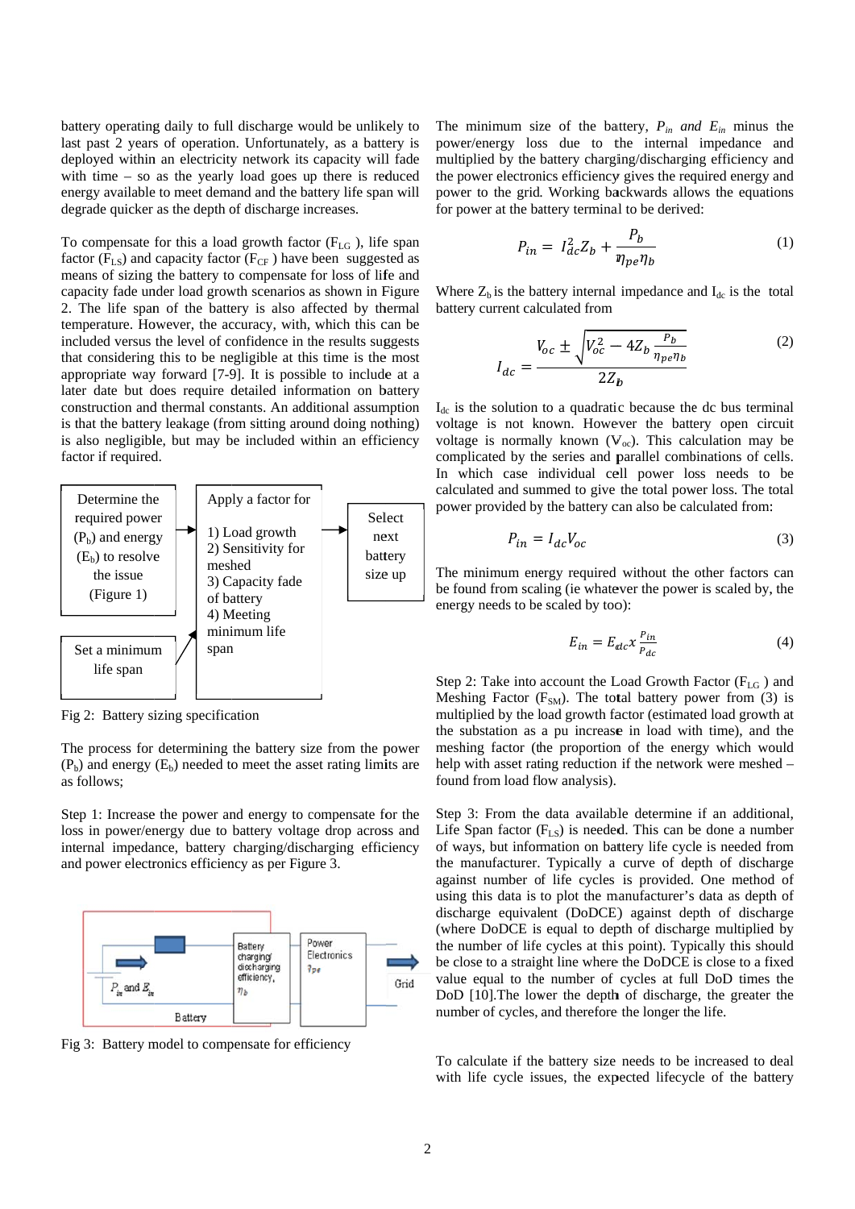battery operating daily to full discharge would be unlikely to last past 2 years of operation. Unfortunately, as a battery is deployed within an electricity network its capacity will fade with time – so as the yearly load goes up there is reduced energy available to meet demand and the battery life span will degrade quicker as the depth of discharge increases.

To compensate for this a load growth factor ($F_{LG}$ ), life span factor ($F_{LS}$) and capacity factor ($F_{CF}$ ) have been suggested as means of sizing the battery to compensate for loss of life and capacity fade under load growth scenarios as shown in Figure 2. The life span of the battery is also affected by thermal temperature. However, the accuracy, with, which this can be included versus the level of confidence in the results suggests that considering this to be negligible at this time is the most appropriate way forward [7-9]. It is possible to include at a later date but does require detailed information on battery construction and thermal constants. An additional assumption is that the battery leakage (from sitting around doing nothing) is also negligible, but may be included within an efficiency factor if required.

Determine the required power ($P_b$) and energy ($E_b$) to resolve the issue (Figure 1)

Set a minimum life span

Apply a factor for
1) Load growth
2) Sensitivity for meshed
3) Capacity fade of battery
4) Meeting minimum life span

Select next battery size up

Fig 2: Battery sizing specification

The process for determining the battery size from the power ($P_b$) and energy ($E_b$) needed to meet the asset rating limits are as follows;

Step 1: Increase the power and energy to compensate for the loss in power/energy due to battery voltage drop across and internal impedance, battery charging/discharging efficiency and power electronics efficiency as per Figure 3.

$P_{in}$ and $E_{in}$ | Battery | Battery charging/ discharging efficiency, $\eta_b$ | Power Electronics $\eta_{pe}$ | Grid

Fig 3: Battery model to compensate for efficiency

The minimum size of the battery, $P_{in}$ *and* $E_{in}$ minus the power/energy loss due to the internal impedance and multiplied by the battery charging/discharging efficiency and the power electronics efficiency gives the required energy and power to the grid. Working backwards allows the equations for power at the battery terminal to be derived:

$$P_{in} = I_{dc}^2 Z_b + \frac{P_b}{\eta_{pe}\eta_b} \tag{1}$$

Where $Z_b$ is the battery internal impedance and $I_{dc}$ is the total battery current calculated from

$$I_{dc} = \frac{V_{oc} \pm \sqrt{V_{oc}^2 - 4Z_b \frac{P_b}{\eta_{pe}\eta_b}}}{2Z_b} \tag{2}$$

$I_{dc}$ is the solution to a quadratic because the dc bus terminal voltage is not known. However the battery open circuit voltage is normally known ($V_{oc}$). This calculation may be complicated by the series and parallel combinations of cells. In which case individual cell power loss needs to be calculated and summed to give the total power loss. The total power provided by the battery can also be calculated from:

$$P_{in} = I_{dc} V_{oc} \tag{3}$$

The minimum energy required without the other factors can be found from scaling (ie whatever the power is scaled by, the energy needs to be scaled by too):

$$E_{in} = E_{dc} x \frac{P_{in}}{P_{dc}} \tag{4}$$

Step 2: Take into account the Load Growth Factor ($F_{LG}$ ) and Meshing Factor ($F_{SM}$). The total battery power from (3) is multiplied by the load growth factor (estimated load growth at the substation as a pu increase in load with time), and the meshing factor (the proportion of the energy which would help with asset rating reduction if the network were meshed – found from load flow analysis).

Step 3: From the data available determine if an additional, Life Span factor ($F_{LS}$) is needed. This can be done a number of ways, but information on battery life cycle is needed from the manufacturer. Typically a curve of depth of discharge against number of life cycles is provided. One method of using this data is to plot the manufacturer's data as depth of discharge equivalent (DoDCE) against depth of discharge (where DoDCE is equal to depth of discharge multiplied by the number of life cycles at this point). Typically this should be close to a straight line where the DoDCE is close to a fixed value equal to the number of cycles at full DoD times the DoD [10].The lower the depth of discharge, the greater the number of cycles, and therefore the longer the life.

To calculate if the battery size needs to be increased to deal with life cycle issues, the expected lifecycle of the battery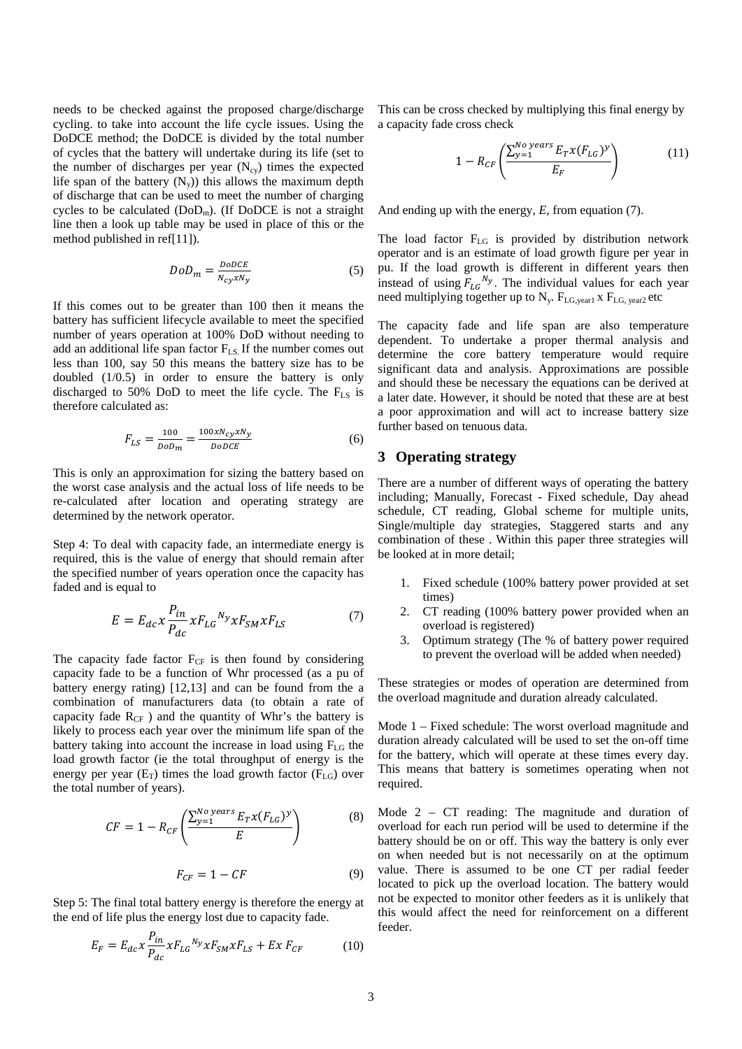needs to be checked against the proposed charge/discharge cycling. to take into account the life cycle issues. Using the DoDCE method; the DoDCE is divided by the total number of cycles that the battery will undertake during its life (set to the number of discharges per year ($N_{cy}$) times the expected life span of the battery ($N_y$)) this allows the maximum depth of discharge that can be used to meet the number of charging cycles to be calculated ($DoD_m$). (If DoDCE is not a straight line then a look up table may be used in place of this or the method published in ref[11]).

$$DoD_m = \frac{DoDCE}{N_{cy} x N_y} \tag{5}$$

If this comes out to be greater than 100 then it means the battery has sufficient lifecycle available to meet the specified number of years operation at 100% DoD without needing to add an additional life span factor $F_{LS}$. If the number comes out less than 100, say 50 this means the battery size has to be doubled (1/0.5) in order to ensure the battery is only discharged to 50% DoD to meet the life cycle. The $F_{LS}$ is therefore calculated as:

$$F_{LS} = \frac{100}{DoD_m} = \frac{100 x N_{cy} x N_y}{DoDCE} \tag{6}$$

This is only an approximation for sizing the battery based on the worst case analysis and the actual loss of life needs to be re-calculated after location and operating strategy are determined by the network operator.

Step 4: To deal with capacity fade, an intermediate energy is required, this is the value of energy that should remain after the specified number of years operation once the capacity has faded and is equal to

$$E = E_{dc} x \frac{P_{in}}{P_{dc}} x {F_{LG}}^{N_y} x F_{SM} x F_{LS} \tag{7}$$

The capacity fade factor $F_{CF}$ is then found by considering capacity fade to be a function of Whr processed (as a pu of battery energy rating) [12,13] and can be found from the a combination of manufacturers data (to obtain a rate of capacity fade $R_{CF}$ ) and the quantity of Whr's the battery is likely to process each year over the minimum life span of the battery taking into account the increase in load using $F_{LG}$ the load growth factor (ie the total throughput of energy is the energy per year ($E_T$) times the load growth factor ($F_{LG}$) over the total number of years).

$$CF = 1 - R_{CF}\left(\frac{\sum_{y=1}^{No\ years} E_T x (F_{LG})^y}{E}\right) \tag{8}$$

$$F_{CF} = 1 - CF \tag{9}$$

Step 5: The final total battery energy is therefore the energy at the end of life plus the energy lost due to capacity fade.

$$E_F = E_{dc} x \frac{P_{in}}{P_{dc}} x {F_{LG}}^{N_y} x F_{SM} x F_{LS} + E x\, F_{CF} \tag{10}$$

This can be cross checked by multiplying this final energy by a capacity fade cross check

$$1 - R_{CF}\left(\frac{\sum_{y=1}^{No\ years} E_T x (F_{LG})^y}{E_F}\right) \tag{11}$$

And ending up with the energy, *E*, from equation (7).

The load factor $F_{LG}$ is provided by distribution network operator and is an estimate of load growth figure per year in pu. If the load growth is different in different years then instead of using ${F_{LG}}^{N_y}$. The individual values for each year need multiplying together up to $N_y$. $F_{LG,year1}$ x $F_{LG,\ year2}$ etc

The capacity fade and life span are also temperature dependent. To undertake a proper thermal analysis and determine the core battery temperature would require significant data and analysis. Approximations are possible and should these be necessary the equations can be derived at a later date. However, it should be noted that these are at best a poor approximation and will act to increase battery size further based on tenuous data.

## 3 Operating strategy

There are a number of different ways of operating the battery including; Manually, Forecast - Fixed schedule, Day ahead schedule, CT reading, Global scheme for multiple units, Single/multiple day strategies, Staggered starts and any combination of these . Within this paper three strategies will be looked at in more detail;

1. Fixed schedule (100% battery power provided at set times)
2. CT reading (100% battery power provided when an overload is registered)
3. Optimum strategy (The % of battery power required to prevent the overload will be added when needed)

These strategies or modes of operation are determined from the overload magnitude and duration already calculated.

Mode 1 – Fixed schedule: The worst overload magnitude and duration already calculated will be used to set the on-off time for the battery, which will operate at these times every day. This means that battery is sometimes operating when not required.

Mode 2 – CT reading: The magnitude and duration of overload for each run period will be used to determine if the battery should be on or off. This way the battery is only ever on when needed but is not necessarily on at the optimum value. There is assumed to be one CT per radial feeder located to pick up the overload location. The battery would not be expected to monitor other feeders as it is unlikely that this would affect the need for reinforcement on a different feeder.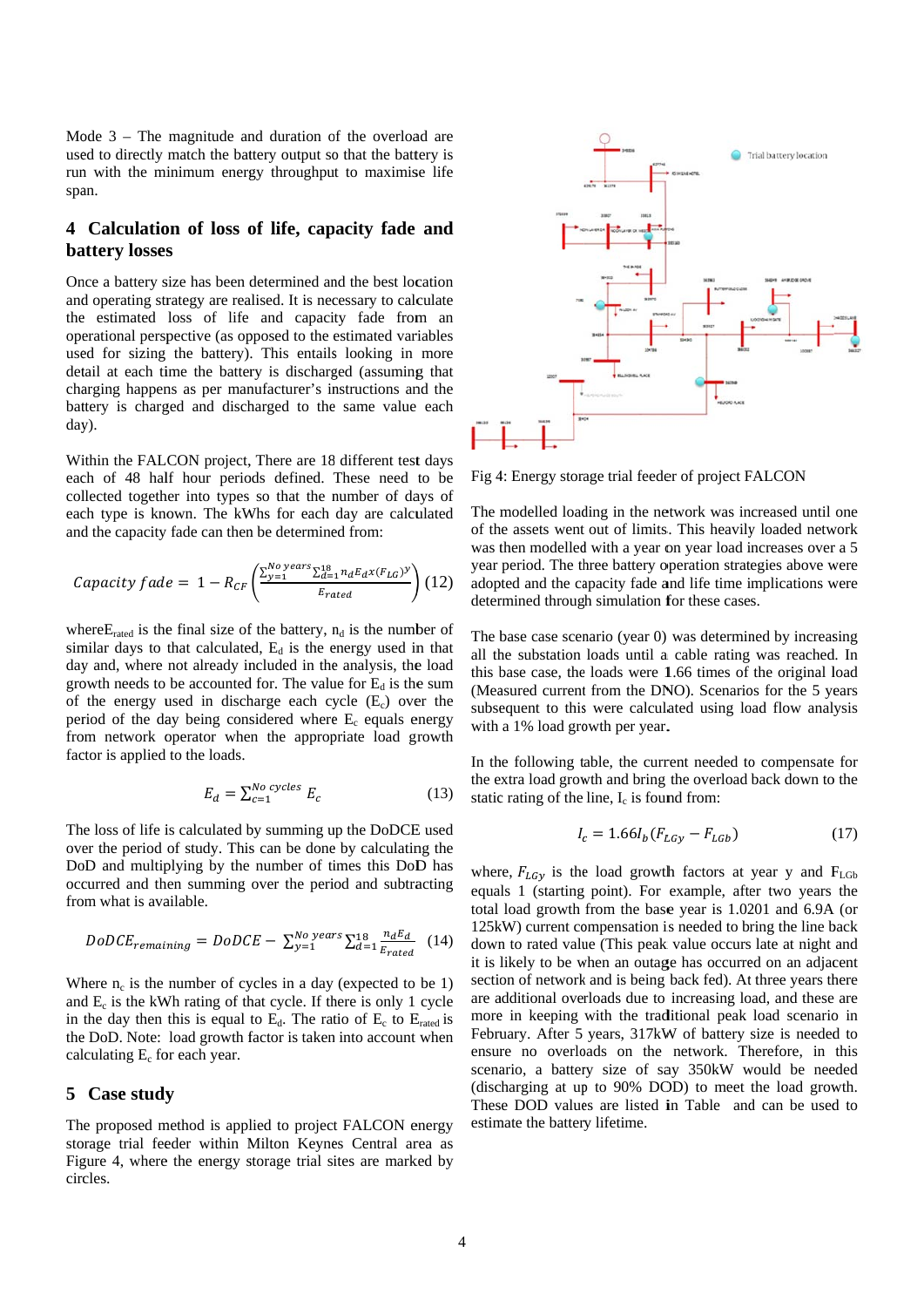Mode 3 – The magnitude and duration of the overload are used to directly match the battery output so that the battery is run with the minimum energy throughput to maximise life span.

## 4 Calculation of loss of life, capacity fade and battery losses

Once a battery size has been determined and the best location and operating strategy are realised. It is necessary to calculate the estimated loss of life and capacity fade from an operational perspective (as opposed to the estimated variables used for sizing the battery). This entails looking in more detail at each time the battery is discharged (assuming that charging happens as per manufacturer's instructions and the battery is charged and discharged to the same value each day).

Within the FALCON project, There are 18 different test days each of 48 half hour periods defined. These need to be collected together into types so that the number of days of each type is known. The kWhs for each day are calculated and the capacity fade can then be determined from:

$$Capacity\ fade = 1 - R_{CF}\left(\frac{\sum_{y=1}^{No\ years}\sum_{d=1}^{18} n_d E_d x (F_{LG})^y}{E_{rated}}\right) \quad (12)$$

where $E_{rated}$ is the final size of the battery, $n_d$ is the number of similar days to that calculated, $E_d$ is the energy used in that day and, where not already included in the analysis, the load growth needs to be accounted for. The value for $E_d$ is the sum of the energy used in discharge each cycle ($E_c$) over the period of the day being considered where $E_c$ equals energy from network operator when the appropriate load growth factor is applied to the loads.

$$E_d = \sum_{c=1}^{No\ cycles} E_c \quad (13)$$

The loss of life is calculated by summing up the DoDCE used over the period of study. This can be done by calculating the DoD and multiplying by the number of times this DoD has occurred and then summing over the period and subtracting from what is available.

$$DoDCE_{remaining} = DoDCE - \sum_{y=1}^{No\ years}\sum_{d=1}^{18}\frac{n_d E_d}{E_{rated}} \quad (14)$$

Where $n_c$ is the number of cycles in a day (expected to be 1) and $E_c$ is the kWh rating of that cycle. If there is only 1 cycle in the day then this is equal to $E_d$. The ratio of $E_c$ to $E_{rated}$ is the DoD. Note: load growth factor is taken into account when calculating $E_c$ for each year.

## 5 Case study

The proposed method is applied to project FALCON energy storage trial feeder within Milton Keynes Central area as Figure 4, where the energy storage trial sites are marked by circles.

Fig 4: Energy storage trial feeder of project FALCON

The modelled loading in the network was increased until one of the assets went out of limits. This heavily loaded network was then modelled with a year on year load increases over a 5 year period. The three battery operation strategies above were adopted and the capacity fade and life time implications were determined through simulation for these cases.

The base case scenario (year 0) was determined by increasing all the substation loads until a cable rating was reached. In this base case, the loads were 1.66 times of the original load (Measured current from the DNO). Scenarios for the 5 years subsequent to this were calculated using load flow analysis with a 1% load growth per year.

In the following table, the current needed to compensate for the extra load growth and bring the overload back down to the static rating of the line, $I_c$ is found from:

$$I_c = 1.66 I_b (F_{LGy} - F_{LGb}) \quad (17)$$

where, $F_{LGy}$ is the load growth factors at year y and $F_{LGb}$ equals 1 (starting point). For example, after two years the total load growth from the base year is 1.0201 and 6.9A (or 125kW) current compensation is needed to bring the line back down to rated value (This peak value occurs late at night and it is likely to be when an outage has occurred on an adjacent section of network and is being back fed). At three years there are additional overloads due to increasing load, and these are more in keeping with the traditional peak load scenario in February. After 5 years, 317kW of battery size is needed to ensure no overloads on the network. Therefore, in this scenario, a battery size of say 350kW would be needed (discharging at up to 90% DOD) to meet the load growth. These DOD values are listed in Table and can be used to estimate the battery lifetime.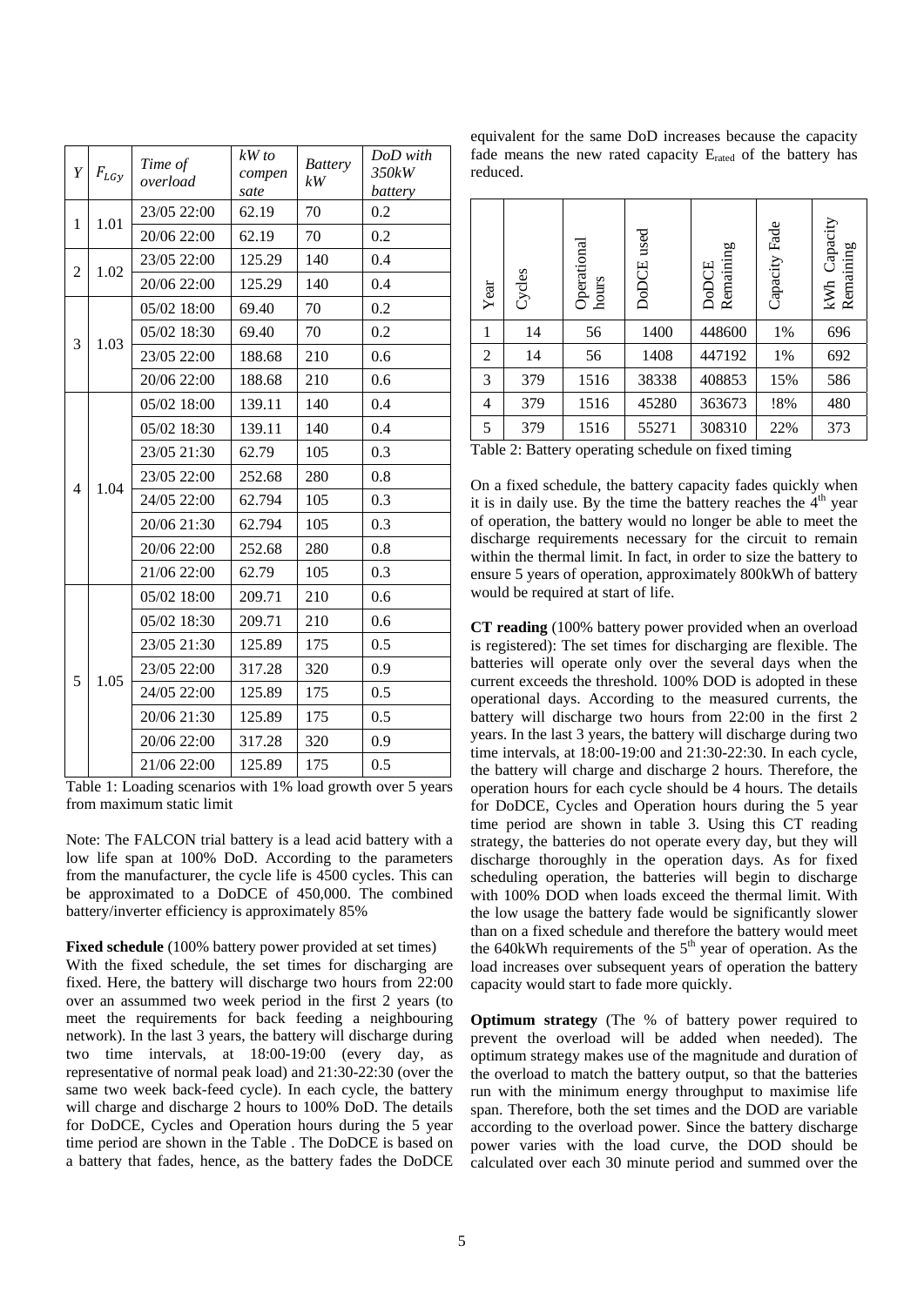| Y | $F_{LGy}$ | Time of overload | kW to compensate | Battery kW | DoD with 350kW battery |
|---|---|---|---|---|---|
| 1 | 1.01 | 23/05 22:00 | 62.19 | 70 | 0.2 |
| | | 20/06 22:00 | 62.19 | 70 | 0.2 |
| 2 | 1.02 | 23/05 22:00 | 125.29 | 140 | 0.4 |
| | | 20/06 22:00 | 125.29 | 140 | 0.4 |
| 3 | 1.03 | 05/02 18:00 | 69.40 | 70 | 0.2 |
| | | 05/02 18:30 | 69.40 | 70 | 0.2 |
| | | 23/05 22:00 | 188.68 | 210 | 0.6 |
| | | 20/06 22:00 | 188.68 | 210 | 0.6 |
| 4 | 1.04 | 05/02 18:00 | 139.11 | 140 | 0.4 |
| | | 05/02 18:30 | 139.11 | 140 | 0.4 |
| | | 23/05 21:30 | 62.79 | 105 | 0.3 |
| | | 23/05 22:00 | 252.68 | 280 | 0.8 |
| | | 24/05 22:00 | 62.794 | 105 | 0.3 |
| | | 20/06 21:30 | 62.794 | 105 | 0.3 |
| | | 20/06 22:00 | 252.68 | 280 | 0.8 |
| | | 21/06 22:00 | 62.79 | 105 | 0.3 |
| 5 | 1.05 | 05/02 18:00 | 209.71 | 210 | 0.6 |
| | | 05/02 18:30 | 209.71 | 210 | 0.6 |
| | | 23/05 21:30 | 125.89 | 175 | 0.5 |
| | | 23/05 22:00 | 317.28 | 320 | 0.9 |
| | | 24/05 22:00 | 125.89 | 175 | 0.5 |
| | | 20/06 21:30 | 125.89 | 175 | 0.5 |
| | | 20/06 22:00 | 317.28 | 320 | 0.9 |
| | | 21/06 22:00 | 125.89 | 175 | 0.5 |

Table 1: Loading scenarios with 1% load growth over 5 years from maximum static limit

Note: The FALCON trial battery is a lead acid battery with a low life span at 100% DoD. According to the parameters from the manufacturer, the cycle life is 4500 cycles. This can be approximated to a DoDCE of 450,000. The combined battery/inverter efficiency is approximately 85%

**Fixed schedule** (100% battery power provided at set times)
With the fixed schedule, the set times for discharging are fixed. Here, the battery will discharge two hours from 22:00 over an assummed two week period in the first 2 years (to meet the requirements for back feeding a neighbouring network). In the last 3 years, the battery will discharge during two time intervals, at 18:00-19:00 (every day, as representative of normal peak load) and 21:30-22:30 (over the same two week back-feed cycle). In each cycle, the battery will charge and discharge 2 hours to 100% DoD. The details for DoDCE, Cycles and Operation hours during the 5 year time period are shown in the Table . The DoDCE is based on a battery that fades, hence, as the battery fades the DoDCE equivalent for the same DoD increases because the capacity fade means the new rated capacity $E_{rated}$ of the battery has reduced.

| Year | Cycles | Operational hours | DoDCE used | DoDCE Remaining | Capacity Fade | kWh Capacity Remaining |
|---|---|---|---|---|---|---|
| 1 | 14 | 56 | 1400 | 448600 | 1% | 696 |
| 2 | 14 | 56 | 1408 | 447192 | 1% | 692 |
| 3 | 379 | 1516 | 38338 | 408853 | 15% | 586 |
| 4 | 379 | 1516 | 45280 | 363673 | !8% | 480 |
| 5 | 379 | 1516 | 55271 | 308310 | 22% | 373 |

Table 2: Battery operating schedule on fixed timing

On a fixed schedule, the battery capacity fades quickly when it is in daily use. By the time the battery reaches the 4th year of operation, the battery would no longer be able to meet the discharge requirements necessary for the circuit to remain within the thermal limit. In fact, in order to size the battery to ensure 5 years of operation, approximately 800kWh of battery would be required at start of life.

**CT reading** (100% battery power provided when an overload is registered): The set times for discharging are flexible. The batteries will operate only over the several days when the current exceeds the threshold. 100% DOD is adopted in these operational days. According to the measured currents, the battery will discharge two hours from 22:00 in the first 2 years. In the last 3 years, the battery will discharge during two time intervals, at 18:00-19:00 and 21:30-22:30. In each cycle, the battery will charge and discharge 2 hours. Therefore, the operation hours for each cycle should be 4 hours. The details for DoDCE, Cycles and Operation hours during the 5 year time period are shown in table 3. Using this CT reading strategy, the batteries do not operate every day, but they will discharge thoroughly in the operation days. As for fixed scheduling operation, the batteries will begin to discharge with 100% DOD when loads exceed the thermal limit. With the low usage the battery fade would be significantly slower than on a fixed schedule and therefore the battery would meet the 640kWh requirements of the 5th year of operation. As the load increases over subsequent years of operation the battery capacity would start to fade more quickly.

**Optimum strategy** (The % of battery power required to prevent the overload will be added when needed). The optimum strategy makes use of the magnitude and duration of the overload to match the battery output, so that the batteries run with the minimum energy throughput to maximise life span. Therefore, both the set times and the DOD are variable according to the overload power. Since the battery discharge power varies with the load curve, the DOD should be calculated over each 30 minute period and summed over the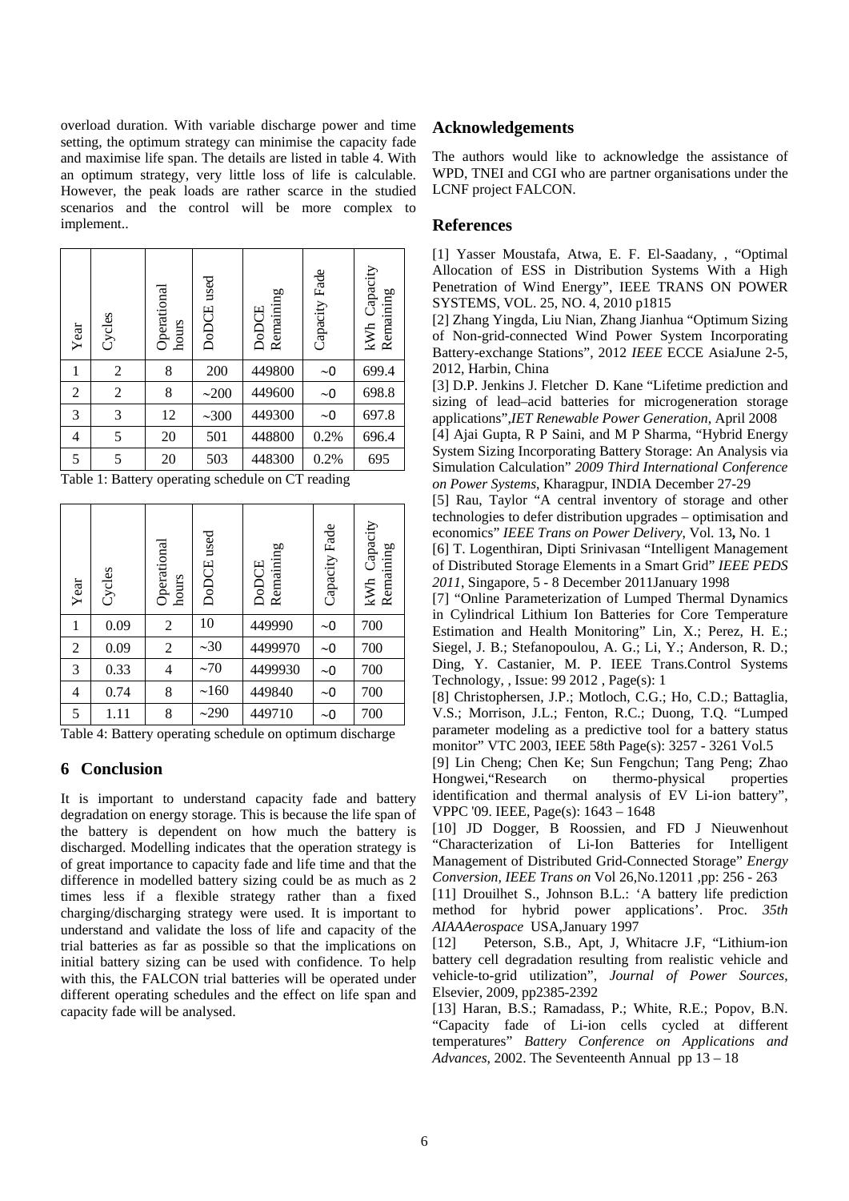overload duration. With variable discharge power and time setting, the optimum strategy can minimise the capacity fade and maximise life span. The details are listed in table 4. With an optimum strategy, very little loss of life is calculable. However, the peak loads are rather scarce in the studied scenarios and the control will be more complex to implement..

| Year | Cycles | Operational hours | DoDCE used | DoDCE Remaining | Capacity Fade | kWh Capacity Remaining |
|---|---|---|---|---|---|---|
| 1 | 2 | 8 | 200 | 449800 | ~0 | 699.4 |
| 2 | 2 | 8 | ~200 | 449600 | ~0 | 698.8 |
| 3 | 3 | 12 | ~300 | 449300 | ~0 | 697.8 |
| 4 | 5 | 20 | 501 | 448800 | 0.2% | 696.4 |
| 5 | 5 | 20 | 503 | 448300 | 0.2% | 695 |

Table 1: Battery operating schedule on CT reading

| Year | Cycles | Operational hours | DoDCE used | DoDCE Remaining | Capacity Fade | kWh Capacity Remaining |
|---|---|---|---|---|---|---|
| 1 | 0.09 | 2 | 10 | 449990 | ~0 | 700 |
| 2 | 0.09 | 2 | ~30 | 4499970 | ~0 | 700 |
| 3 | 0.33 | 4 | ~70 | 4499930 | ~0 | 700 |
| 4 | 0.74 | 8 | ~160 | 449840 | ~0 | 700 |
| 5 | 1.11 | 8 | ~290 | 449710 | ~0 | 700 |

Table 4: Battery operating schedule on optimum discharge

## 6 Conclusion

It is important to understand capacity fade and battery degradation on energy storage. This is because the life span of the battery is dependent on how much the battery is discharged. Modelling indicates that the operation strategy is of great importance to capacity fade and life time and that the difference in modelled battery sizing could be as much as 2 times less if a flexible strategy rather than a fixed charging/discharging strategy were used. It is important to understand and validate the loss of life and capacity of the trial batteries as far as possible so that the implications on initial battery sizing can be used with confidence. To help with this, the FALCON trial batteries will be operated under different operating schedules and the effect on life span and capacity fade will be analysed.

## Acknowledgements

The authors would like to acknowledge the assistance of WPD, TNEI and CGI who are partner organisations under the LCNF project FALCON.

## References

[1] Yasser Moustafa, Atwa, E. F. El-Saadany, , "Optimal Allocation of ESS in Distribution Systems With a High Penetration of Wind Energy", IEEE TRANS ON POWER SYSTEMS, VOL. 25, NO. 4, 2010 p1815

[2] Zhang Yingda, Liu Nian, Zhang Jianhua "Optimum Sizing of Non-grid-connected Wind Power System Incorporating Battery-exchange Stations", 2012 *IEEE* ECCE AsiaJune 2-5, 2012, Harbin, China

[3] D.P. Jenkins J. Fletcher D. Kane "Lifetime prediction and sizing of lead–acid batteries for microgeneration storage applications",*IET Renewable Power Generation*, April 2008

[4] Ajai Gupta, R P Saini, and M P Sharma, "Hybrid Energy System Sizing Incorporating Battery Storage: An Analysis via Simulation Calculation" *2009 Third International Conference on Power Systems*, Kharagpur, INDIA December 27-29

[5] Rau, Taylor "A central inventory of storage and other technologies to defer distribution upgrades – optimisation and economics" *IEEE Trans on Power Delivery*, Vol. 13**,** No. 1

[6] T. Logenthiran, Dipti Srinivasan "Intelligent Management of Distributed Storage Elements in a Smart Grid" *IEEE PEDS 2011*, Singapore, 5 - 8 December 2011January 1998

[7] "Online Parameterization of Lumped Thermal Dynamics in Cylindrical Lithium Ion Batteries for Core Temperature Estimation and Health Monitoring" Lin, X.; Perez, H. E.; Siegel, J. B.; Stefanopoulou, A. G.; Li, Y.; Anderson, R. D.; Ding, Y. Castanier, M. P. IEEE Trans.Control Systems Technology, , Issue: 99 2012 , Page(s): 1

[8] Christophersen, J.P.; Motloch, C.G.; Ho, C.D.; Battaglia, V.S.; Morrison, J.L.; Fenton, R.C.; Duong, T.Q. "Lumped parameter modeling as a predictive tool for a battery status monitor" VTC 2003, IEEE 58th Page(s): 3257 - 3261 Vol.5

[9] Lin Cheng; Chen Ke; Sun Fengchun; Tang Peng; Zhao Hongwei,"Research on thermo-physical properties identification and thermal analysis of EV Li-ion battery", VPPC '09. IEEE, Page(s): 1643 – 1648

[10] JD Dogger, B Roossien, and FD J Nieuwenhout "Characterization of Li-Ion Batteries for Intelligent Management of Distributed Grid-Connected Storage" *Energy Conversion, IEEE Trans on* Vol 26,No.12011 ,pp: 256 - 263

[11] Drouilhet S., Johnson B.L.: 'A battery life prediction method for hybrid power applications'. Proc. *35th AIAAAerospace* USA,January 1997

[12] Peterson, S.B., Apt, J, Whitacre J.F, "Lithium-ion battery cell degradation resulting from realistic vehicle and vehicle-to-grid utilization", *Journal of Power Sources*, Elsevier, 2009, pp2385-2392

[13] Haran, B.S.; Ramadass, P.; White, R.E.; Popov, B.N. "Capacity fade of Li-ion cells cycled at different temperatures" *Battery Conference on Applications and Advances*, 2002. The Seventeenth Annual pp 13 – 18